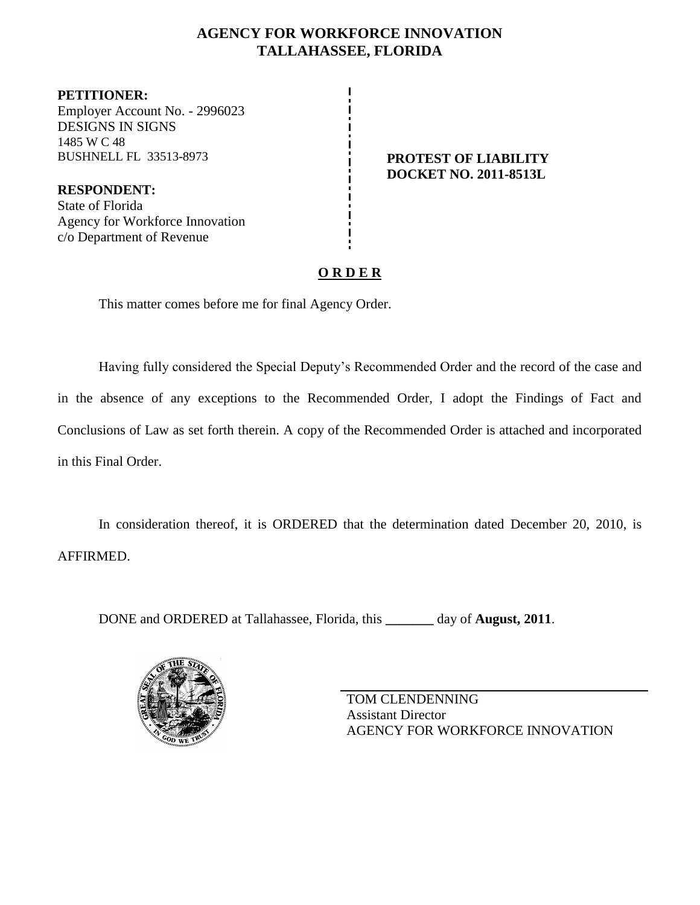# AGENCY FOR WORKFORCE INNOVATION
## TALLAHASSEE, FLORIDA

**PETITIONER:**
Employer Account No. - 2996023
DESIGNS IN SIGNS
1485 W C 48
BUSHNELL FL 33513-8973

**RESPONDENT:**
State of Florida
Agency for Workforce Innovation
c/o Department of Revenue

**PROTEST OF LIABILITY**
**DOCKET NO. 2011-8513L**

**O R D E R**

This matter comes before me for final Agency Order.

Having fully considered the Special Deputy's Recommended Order and the record of the case and in the absence of any exceptions to the Recommended Order, I adopt the Findings of Fact and Conclusions of Law as set forth therein. A copy of the Recommended Order is attached and incorporated in this Final Order.

In consideration thereof, it is ORDERED that the determination dated December 20, 2010, is AFFIRMED.

DONE and ORDERED at Tallahassee, Florida, this _______ day of **August, 2011**.

TOM CLENDENNING
Assistant Director
AGENCY FOR WORKFORCE INNOVATION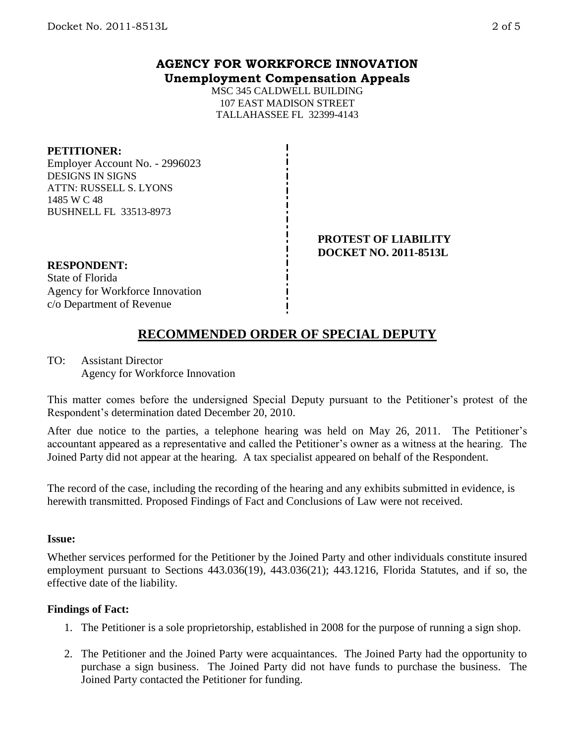**AGENCY FOR WORKFORCE INNOVATION**
**Unemployment Compensation Appeals**

MSC 345 CALDWELL BUILDING
107 EAST MADISON STREET
TALLAHASSEE FL 32399-4143

**PETITIONER:**
Employer Account No. - 2996023
DESIGNS IN SIGNS
ATTN: RUSSELL S. LYONS
1485 W C 48
BUSHNELL FL 33513-8973

**PROTEST OF LIABILITY**
**DOCKET NO. 2011-8513L**

**RESPONDENT:**
State of Florida
Agency for Workforce Innovation
c/o Department of Revenue

## RECOMMENDED ORDER OF SPECIAL DEPUTY

TO: Assistant Director
Agency for Workforce Innovation

This matter comes before the undersigned Special Deputy pursuant to the Petitioner's protest of the Respondent's determination dated December 20, 2010.

After due notice to the parties, a telephone hearing was held on May 26, 2011. The Petitioner's accountant appeared as a representative and called the Petitioner's owner as a witness at the hearing. The Joined Party did not appear at the hearing. A tax specialist appeared on behalf of the Respondent.

The record of the case, including the recording of the hearing and any exhibits submitted in evidence, is herewith transmitted. Proposed Findings of Fact and Conclusions of Law were not received.

**Issue:**

Whether services performed for the Petitioner by the Joined Party and other individuals constitute insured employment pursuant to Sections 443.036(19), 443.036(21); 443.1216, Florida Statutes, and if so, the effective date of the liability.

**Findings of Fact:**

1. The Petitioner is a sole proprietorship, established in 2008 for the purpose of running a sign shop.
2. The Petitioner and the Joined Party were acquaintances. The Joined Party had the opportunity to purchase a sign business. The Joined Party did not have funds to purchase the business. The Joined Party contacted the Petitioner for funding.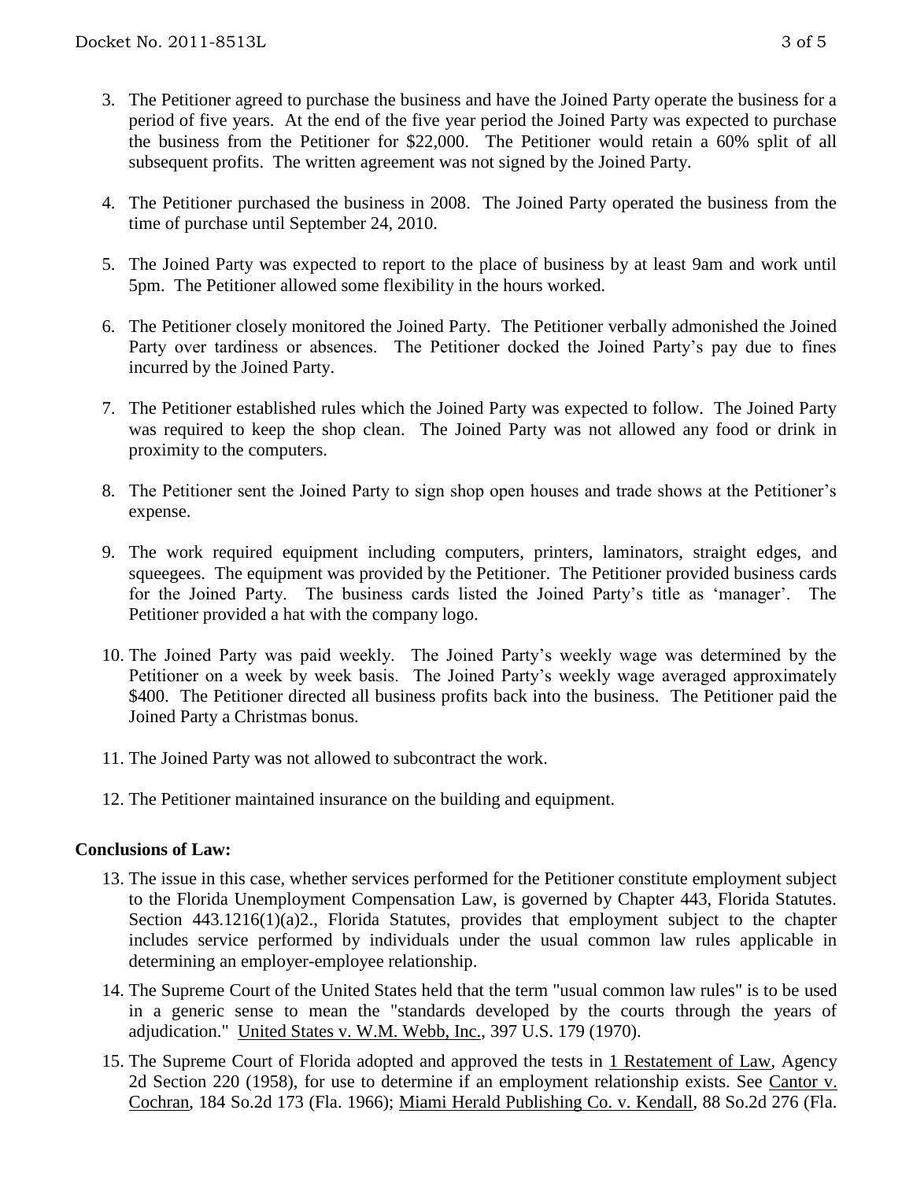3. The Petitioner agreed to purchase the business and have the Joined Party operate the business for a period of five years. At the end of the five year period the Joined Party was expected to purchase the business from the Petitioner for $22,000. The Petitioner would retain a 60% split of all subsequent profits. The written agreement was not signed by the Joined Party.

4. The Petitioner purchased the business in 2008. The Joined Party operated the business from the time of purchase until September 24, 2010.

5. The Joined Party was expected to report to the place of business by at least 9am and work until 5pm. The Petitioner allowed some flexibility in the hours worked.

6. The Petitioner closely monitored the Joined Party. The Petitioner verbally admonished the Joined Party over tardiness or absences. The Petitioner docked the Joined Party's pay due to fines incurred by the Joined Party.

7. The Petitioner established rules which the Joined Party was expected to follow. The Joined Party was required to keep the shop clean. The Joined Party was not allowed any food or drink in proximity to the computers.

8. The Petitioner sent the Joined Party to sign shop open houses and trade shows at the Petitioner's expense.

9. The work required equipment including computers, printers, laminators, straight edges, and squeegees. The equipment was provided by the Petitioner. The Petitioner provided business cards for the Joined Party. The business cards listed the Joined Party's title as 'manager'. The Petitioner provided a hat with the company logo.

10. The Joined Party was paid weekly. The Joined Party's weekly wage was determined by the Petitioner on a week by week basis. The Joined Party's weekly wage averaged approximately $400. The Petitioner directed all business profits back into the business. The Petitioner paid the Joined Party a Christmas bonus.

11. The Joined Party was not allowed to subcontract the work.

12. The Petitioner maintained insurance on the building and equipment.

**Conclusions of Law:**

13. The issue in this case, whether services performed for the Petitioner constitute employment subject to the Florida Unemployment Compensation Law, is governed by Chapter 443, Florida Statutes. Section 443.1216(1)(a)2., Florida Statutes, provides that employment subject to the chapter includes service performed by individuals under the usual common law rules applicable in determining an employer-employee relationship.

14. The Supreme Court of the United States held that the term "usual common law rules" is to be used in a generic sense to mean the "standards developed by the courts through the years of adjudication." United States v. W.M. Webb, Inc., 397 U.S. 179 (1970).

15. The Supreme Court of Florida adopted and approved the tests in 1 Restatement of Law, Agency 2d Section 220 (1958), for use to determine if an employment relationship exists. See Cantor v. Cochran, 184 So.2d 173 (Fla. 1966); Miami Herald Publishing Co. v. Kendall, 88 So.2d 276 (Fla.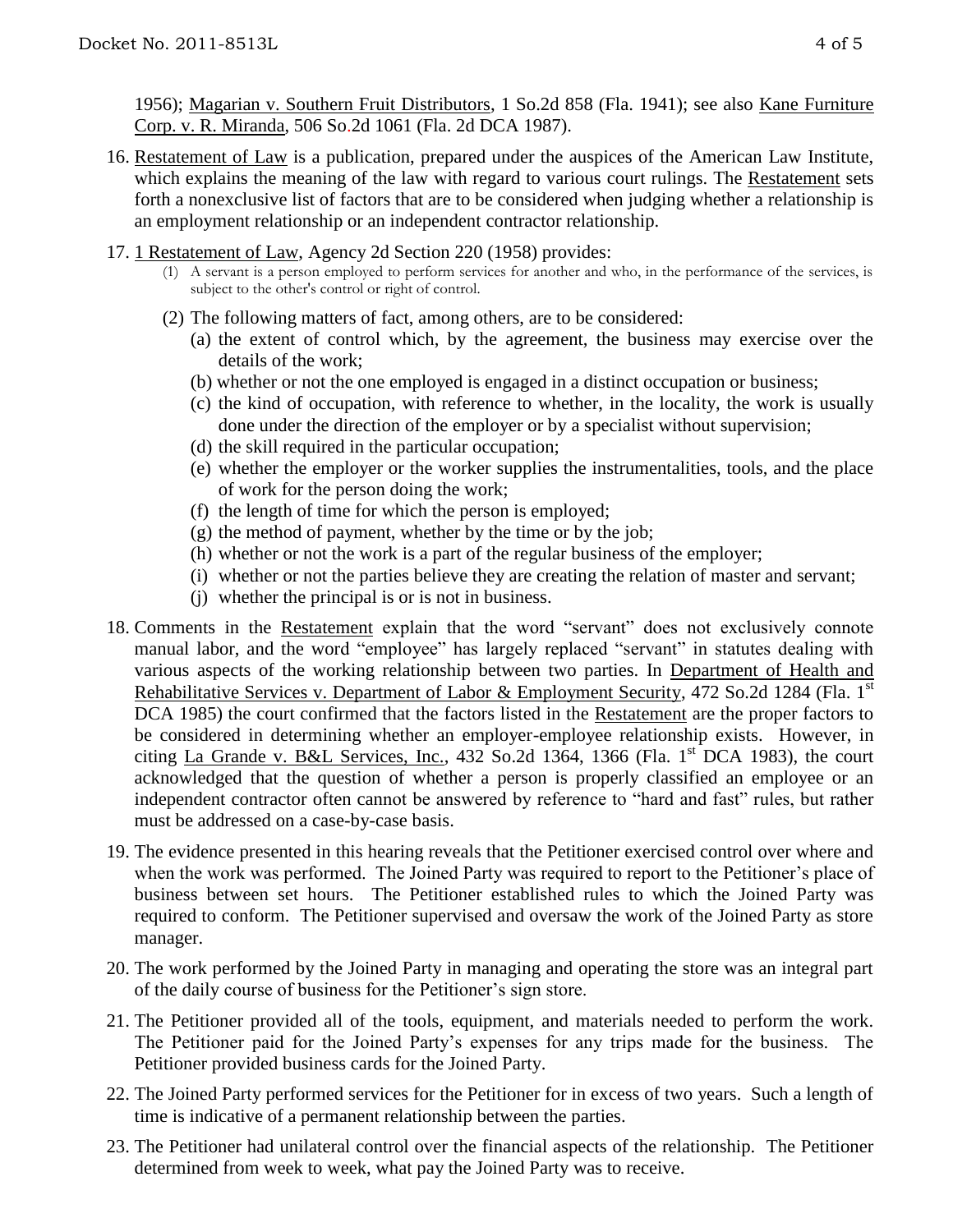1956); Magarian v. Southern Fruit Distributors, 1 So.2d 858 (Fla. 1941); see also Kane Furniture Corp. v. R. Miranda, 506 So.2d 1061 (Fla. 2d DCA 1987).

16. Restatement of Law is a publication, prepared under the auspices of the American Law Institute, which explains the meaning of the law with regard to various court rulings. The Restatement sets forth a nonexclusive list of factors that are to be considered when judging whether a relationship is an employment relationship or an independent contractor relationship.

17. 1 Restatement of Law, Agency 2d Section 220 (1958) provides:
    (1) A servant is a person employed to perform services for another and who, in the performance of the services, is subject to the other's control or right of control.
    (2) The following matters of fact, among others, are to be considered:
        (a) the extent of control which, by the agreement, the business may exercise over the details of the work;
        (b) whether or not the one employed is engaged in a distinct occupation or business;
        (c) the kind of occupation, with reference to whether, in the locality, the work is usually done under the direction of the employer or by a specialist without supervision;
        (d) the skill required in the particular occupation;
        (e) whether the employer or the worker supplies the instrumentalities, tools, and the place of work for the person doing the work;
        (f) the length of time for which the person is employed;
        (g) the method of payment, whether by the time or by the job;
        (h) whether or not the work is a part of the regular business of the employer;
        (i) whether or not the parties believe they are creating the relation of master and servant;
        (j) whether the principal is or is not in business.

18. Comments in the Restatement explain that the word "servant" does not exclusively connote manual labor, and the word "employee" has largely replaced "servant" in statutes dealing with various aspects of the working relationship between two parties. In Department of Health and Rehabilitative Services v. Department of Labor & Employment Security, 472 So.2d 1284 (Fla. 1st DCA 1985) the court confirmed that the factors listed in the Restatement are the proper factors to be considered in determining whether an employer-employee relationship exists. However, in citing La Grande v. B&L Services, Inc., 432 So.2d 1364, 1366 (Fla. 1st DCA 1983), the court acknowledged that the question of whether a person is properly classified an employee or an independent contractor often cannot be answered by reference to "hard and fast" rules, but rather must be addressed on a case-by-case basis.

19. The evidence presented in this hearing reveals that the Petitioner exercised control over where and when the work was performed. The Joined Party was required to report to the Petitioner's place of business between set hours. The Petitioner established rules to which the Joined Party was required to conform. The Petitioner supervised and oversaw the work of the Joined Party as store manager.

20. The work performed by the Joined Party in managing and operating the store was an integral part of the daily course of business for the Petitioner's sign store.

21. The Petitioner provided all of the tools, equipment, and materials needed to perform the work. The Petitioner paid for the Joined Party's expenses for any trips made for the business. The Petitioner provided business cards for the Joined Party.

22. The Joined Party performed services for the Petitioner for in excess of two years. Such a length of time is indicative of a permanent relationship between the parties.

23. The Petitioner had unilateral control over the financial aspects of the relationship. The Petitioner determined from week to week, what pay the Joined Party was to receive.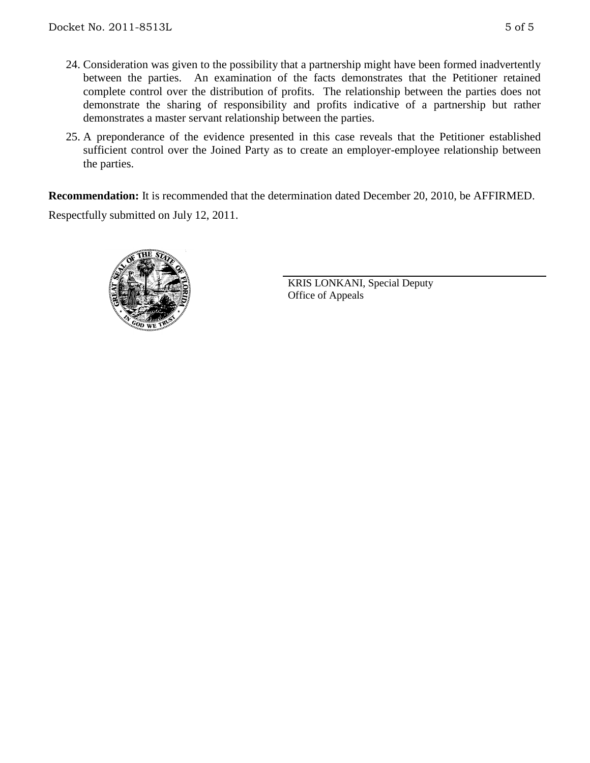24. Consideration was given to the possibility that a partnership might have been formed inadvertently between the parties. An examination of the facts demonstrates that the Petitioner retained complete control over the distribution of profits. The relationship between the parties does not demonstrate the sharing of responsibility and profits indicative of a partnership but rather demonstrates a master servant relationship between the parties.

25. A preponderance of the evidence presented in this case reveals that the Petitioner established sufficient control over the Joined Party as to create an employer-employee relationship between the parties.

**Recommendation:** It is recommended that the determination dated December 20, 2010, be AFFIRMED.

Respectfully submitted on July 12, 2011.

KRIS LONKANI, Special Deputy
Office of Appeals